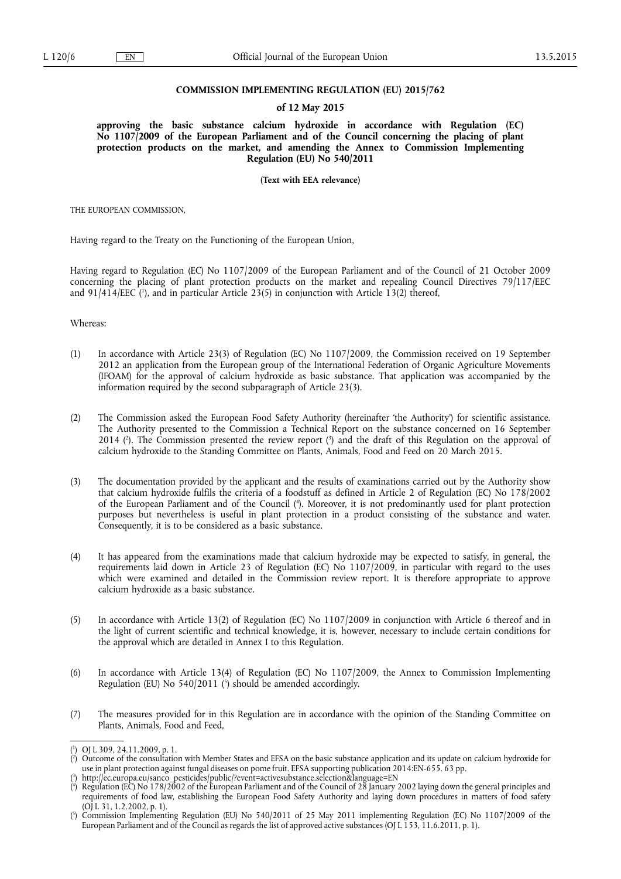**COMMISSION IMPLEMENTING REGULATION (EU) 2015/762**

**of 12 May 2015**

**approving the basic substance calcium hydroxide in accordance with Regulation (EC) No 1107/2009 of the European Parliament and of the Council concerning the placing of plant protection products on the market, and amending the Annex to Commission Implementing Regulation (EU) No 540/2011**

**(Text with EEA relevance)**

THE EUROPEAN COMMISSION,

Having regard to the Treaty on the Functioning of the European Union,

Having regard to Regulation (EC) No 1107/2009 of the European Parliament and of the Council of 21 October 2009 concerning the placing of plant protection products on the market and repealing Council Directives 79/117/EEC and 91/414/EEC [1], and in particular Article 23(5) in conjunction with Article 13(2) thereof,

Whereas:

(1) In accordance with Article 23(3) of Regulation (EC) No 1107/2009, the Commission received on 19 September 2012 an application from the European group of the International Federation of Organic Agriculture Movements (IFOAM) for the approval of calcium hydroxide as basic substance. That application was accompanied by the information required by the second subparagraph of Article 23(3).

(2) The Commission asked the European Food Safety Authority (hereinafter 'the Authority') for scientific assistance. The Authority presented to the Commission a Technical Report on the substance concerned on 16 September 2014 [2]. The Commission presented the review report [3] and the draft of this Regulation on the approval of calcium hydroxide to the Standing Committee on Plants, Animals, Food and Feed on 20 March 2015.

(3) The documentation provided by the applicant and the results of examinations carried out by the Authority show that calcium hydroxide fulfils the criteria of a foodstuff as defined in Article 2 of Regulation (EC) No 178/2002 of the European Parliament and of the Council [4]. Moreover, it is not predominantly used for plant protection purposes but nevertheless is useful in plant protection in a product consisting of the substance and water. Consequently, it is to be considered as a basic substance.

(4) It has appeared from the examinations made that calcium hydroxide may be expected to satisfy, in general, the requirements laid down in Article 23 of Regulation (EC) No 1107/2009, in particular with regard to the uses which were examined and detailed in the Commission review report. It is therefore appropriate to approve calcium hydroxide as a basic substance.

(5) In accordance with Article 13(2) of Regulation (EC) No 1107/2009 in conjunction with Article 6 thereof and in the light of current scientific and technical knowledge, it is, however, necessary to include certain conditions for the approval which are detailed in Annex I to this Regulation.

(6) In accordance with Article 13(4) of Regulation (EC) No 1107/2009, the Annex to Commission Implementing Regulation (EU) No 540/2011 [5] should be amended accordingly.

(7) The measures provided for in this Regulation are in accordance with the opinion of the Standing Committee on Plants, Animals, Food and Feed,

---

[1] OJ L 309, 24.11.2009, p. 1.

[2] Outcome of the consultation with Member States and EFSA on the basic substance application and its update on calcium hydroxide for use in plant protection against fungal diseases on pome fruit. EFSA supporting publication 2014:EN-655. 63 pp.

[3] http://ec.europa.eu/sanco_pesticides/public/?event=activesubstance.selection&language=EN

[4] Regulation (EC) No 178/2002 of the European Parliament and of the Council of 28 January 2002 laying down the general principles and requirements of food law, establishing the European Food Safety Authority and laying down procedures in matters of food safety (OJ L 31, 1.2.2002, p. 1).

[5] Commission Implementing Regulation (EU) No 540/2011 of 25 May 2011 implementing Regulation (EC) No 1107/2009 of the European Parliament and of the Council as regards the list of approved active substances (OJ L 153, 11.6.2011, p. 1).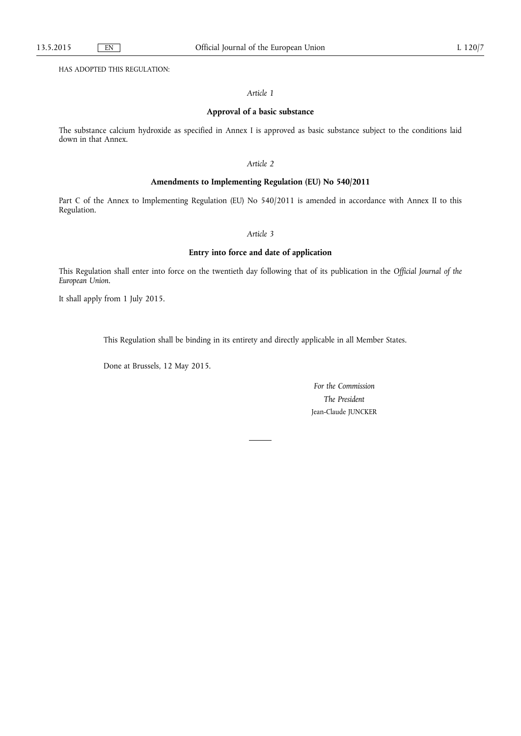HAS ADOPTED THIS REGULATION:

*Article 1*

**Approval of a basic substance**

The substance calcium hydroxide as specified in Annex I is approved as basic substance subject to the conditions laid down in that Annex.

*Article 2*

**Amendments to Implementing Regulation (EU) No 540/2011**

Part C of the Annex to Implementing Regulation (EU) No 540/2011 is amended in accordance with Annex II to this Regulation.

*Article 3*

**Entry into force and date of application**

This Regulation shall enter into force on the twentieth day following that of its publication in the *Official Journal of the European Union*.

It shall apply from 1 July 2015.

This Regulation shall be binding in its entirety and directly applicable in all Member States.

Done at Brussels, 12 May 2015.

*For the Commission*

*The President*

Jean-Claude JUNCKER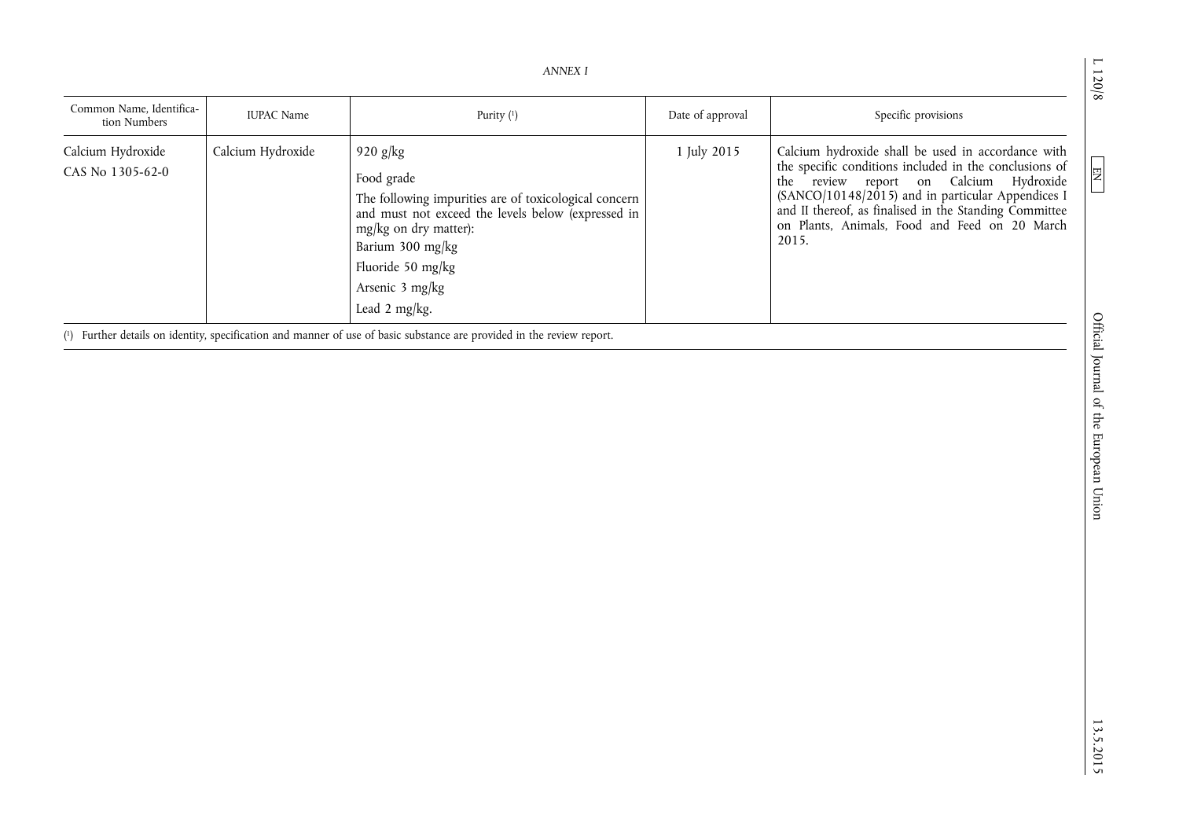*ANNEX I*

| Common Name, Identification Numbers | IUPAC Name | Purity [1] | Date of approval | Specific provisions |
|---|---|---|---|---|
| Calcium Hydroxide<br>CAS No 1305-62-0 | Calcium Hydroxide | 920 g/kg<br>Food grade<br>The following impurities are of toxicological concern and must not exceed the levels below (expressed in mg/kg on dry matter):<br>Barium 300 mg/kg<br>Fluoride 50 mg/kg<br>Arsenic 3 mg/kg<br>Lead 2 mg/kg. | 1 July 2015 | Calcium hydroxide shall be used in accordance with the specific conditions included in the conclusions of the review report on Calcium Hydroxide (SANCO/10148/2015) and in particular Appendices I and II thereof, as finalised in the Standing Committee on Plants, Animals, Food and Feed on 20 March 2015. |

[1] Further details on identity, specification and manner of use of basic substance are provided in the review report.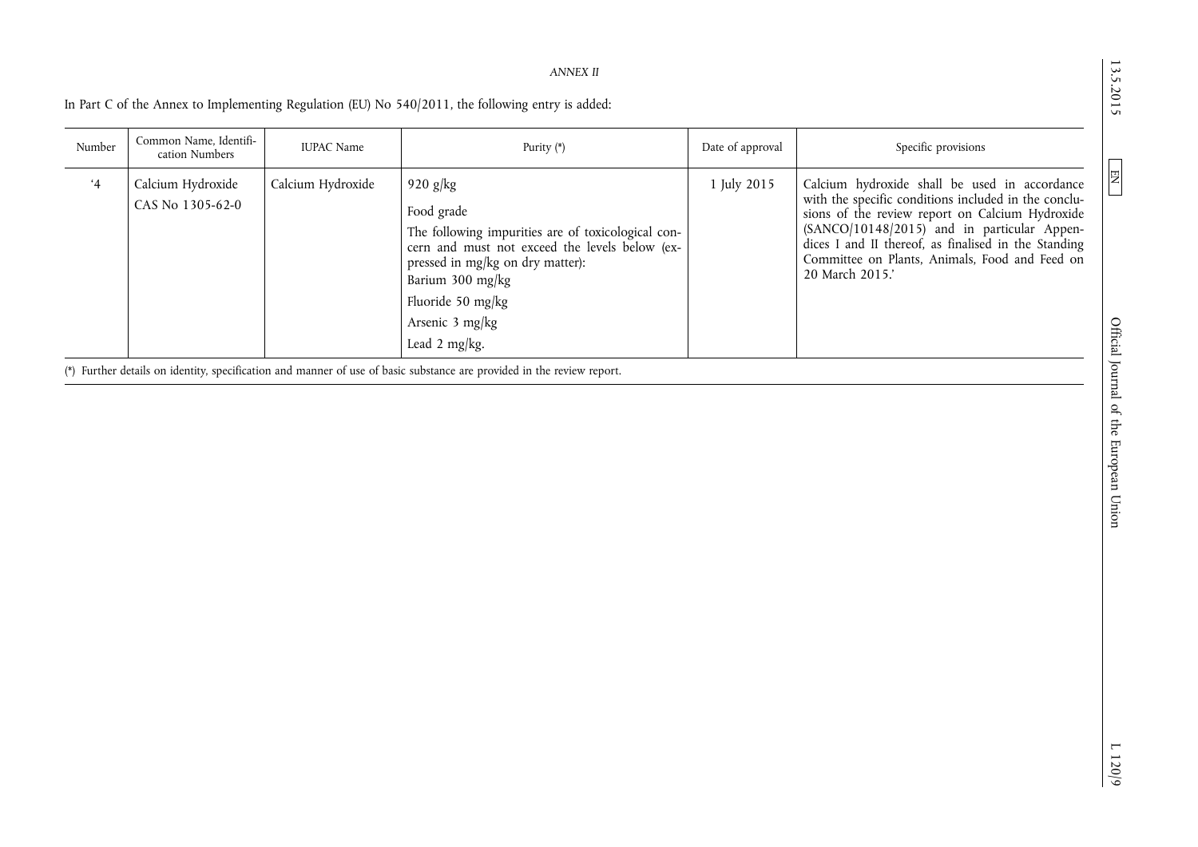*ANNEX II*

In Part C of the Annex to Implementing Regulation (EU) No 540/2011, the following entry is added:

| Number | Common Name, Identification Numbers | IUPAC Name | Purity (*) | Date of approval | Specific provisions |
|---|---|---|---|---|---|
| '4 | Calcium Hydroxide<br>CAS No 1305-62-0 | Calcium Hydroxide | 920 g/kg<br>Food grade<br>The following impurities are of toxicological concern and must not exceed the levels below (expressed in mg/kg on dry matter):<br>Barium 300 mg/kg<br>Fluoride 50 mg/kg<br>Arsenic 3 mg/kg<br>Lead 2 mg/kg. | 1 July 2015 | Calcium hydroxide shall be used in accordance with the specific conditions included in the conclusions of the review report on Calcium Hydroxide (SANCO/10148/2015) and in particular Appendices I and II thereof, as finalised in the Standing Committee on Plants, Animals, Food and Feed on 20 March 2015.' |

(*) Further details on identity, specification and manner of use of basic substance are provided in the review report.